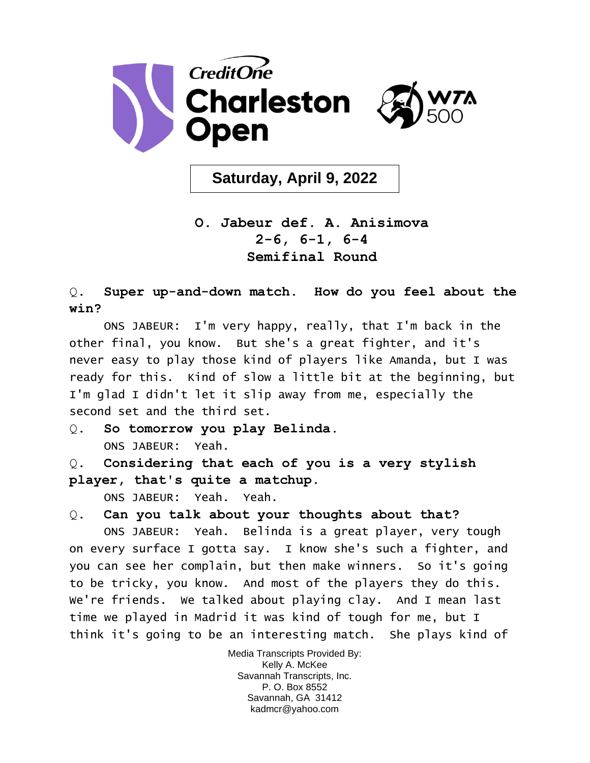Credit One Charleston Open — WTA 500

**Saturday, April 9, 2022**

**O. Jabeur def. A. Anisimova**
**2-6, 6-1, 6-4**
**Semifinal Round**

Q. **Super up-and-down match. How do you feel about the win?**

ONS JABEUR: I'm very happy, really, that I'm back in the other final, you know. But she's a great fighter, and it's never easy to play those kind of players like Amanda, but I was ready for this. Kind of slow a little bit at the beginning, but I'm glad I didn't let it slip away from me, especially the second set and the third set.

Q. **So tomorrow you play Belinda.**

ONS JABEUR: Yeah.

Q. **Considering that each of you is a very stylish player, that's quite a matchup.**

ONS JABEUR: Yeah. Yeah.

Q. **Can you talk about your thoughts about that?**

ONS JABEUR: Yeah. Belinda is a great player, very tough on every surface I gotta say. I know she's such a fighter, and you can see her complain, but then make winners. So it's going to be tricky, you know. And most of the players they do this. We're friends. We talked about playing clay. And I mean last time we played in Madrid it was kind of tough for me, but I think it's going to be an interesting match. She plays kind of

Media Transcripts Provided By:
Kelly A. McKee
Savannah Transcripts, Inc.
P. O. Box 8552
Savannah, GA 31412
kadmcr@yahoo.com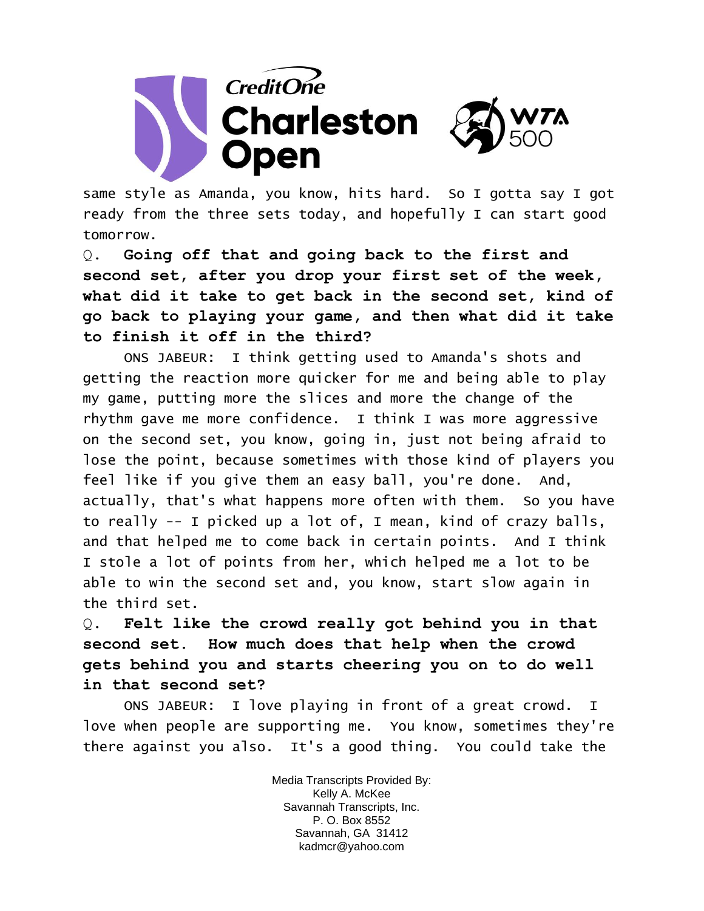same style as Amanda, you know, hits hard. So I gotta say I got ready from the three sets today, and hopefully I can start good tomorrow.

Q. **Going off that and going back to the first and second set, after you drop your first set of the week, what did it take to get back in the second set, kind of go back to playing your game, and then what did it take to finish it off in the third?**

ONS JABEUR: I think getting used to Amanda's shots and getting the reaction more quicker for me and being able to play my game, putting more the slices and more the change of the rhythm gave me more confidence. I think I was more aggressive on the second set, you know, going in, just not being afraid to lose the point, because sometimes with those kind of players you feel like if you give them an easy ball, you're done. And, actually, that's what happens more often with them. So you have to really -- I picked up a lot of, I mean, kind of crazy balls, and that helped me to come back in certain points. And I think I stole a lot of points from her, which helped me a lot to be able to win the second set and, you know, start slow again in the third set.

Q. **Felt like the crowd really got behind you in that second set. How much does that help when the crowd gets behind you and starts cheering you on to do well in that second set?**

ONS JABEUR: I love playing in front of a great crowd. I love when people are supporting me. You know, sometimes they're there against you also. It's a good thing. You could take the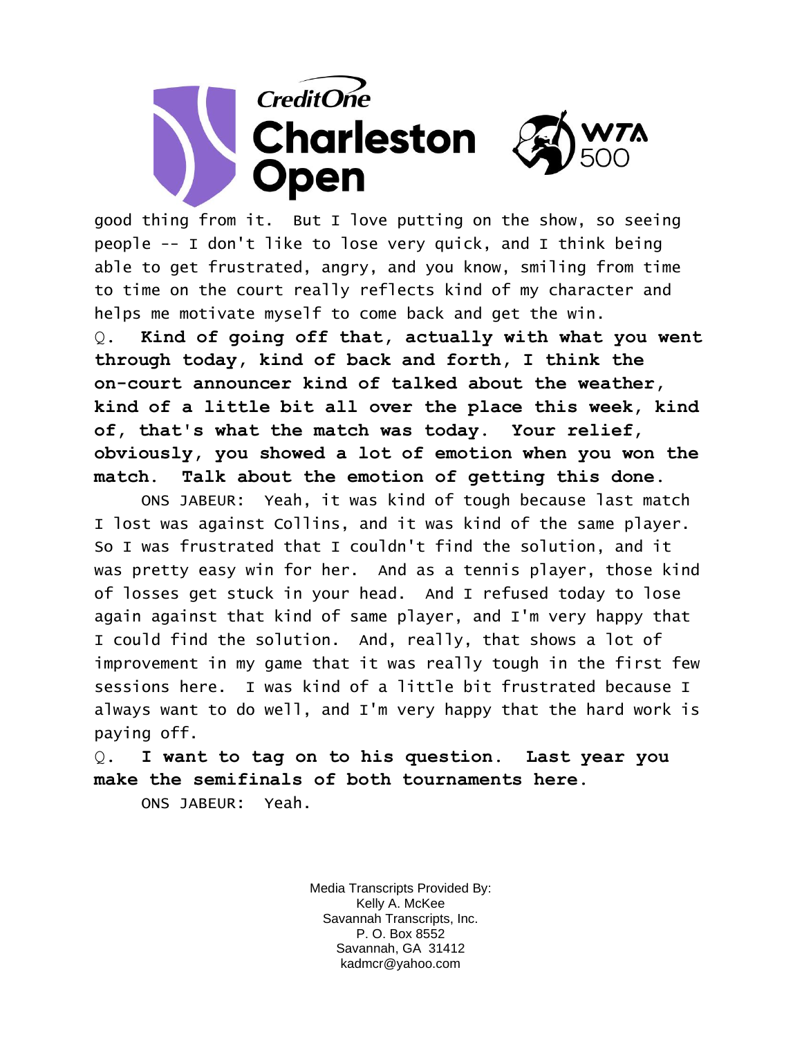good thing from it. But I love putting on the show, so seeing people -- I don't like to lose very quick, and I think being able to get frustrated, angry, and you know, smiling from time to time on the court really reflects kind of my character and helps me motivate myself to come back and get the win.

Q. **Kind of going off that, actually with what you went through today, kind of back and forth, I think the on-court announcer kind of talked about the weather, kind of a little bit all over the place this week, kind of, that's what the match was today. Your relief, obviously, you showed a lot of emotion when you won the match. Talk about the emotion of getting this done.**

ONS JABEUR: Yeah, it was kind of tough because last match I lost was against Collins, and it was kind of the same player. So I was frustrated that I couldn't find the solution, and it was pretty easy win for her. And as a tennis player, those kind of losses get stuck in your head. And I refused today to lose again against that kind of same player, and I'm very happy that I could find the solution. And, really, that shows a lot of improvement in my game that it was really tough in the first few sessions here. I was kind of a little bit frustrated because I always want to do well, and I'm very happy that the hard work is paying off.

Q. **I want to tag on to his question. Last year you make the semifinals of both tournaments here.**

ONS JABEUR: Yeah.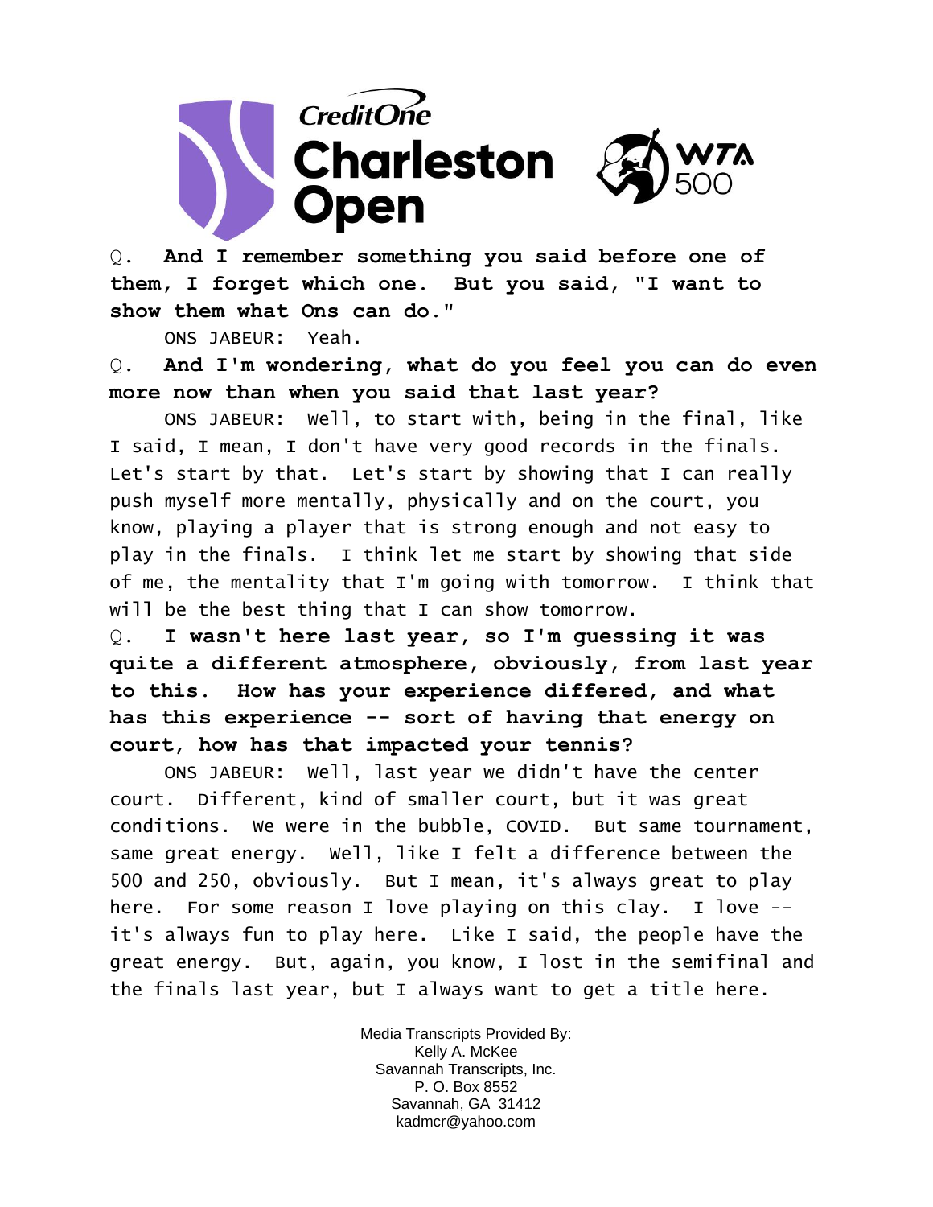**Q. And I remember something you said before one of them, I forget which one. But you said, "I want to show them what Ons can do."**

ONS JABEUR: Yeah.

**Q. And I'm wondering, what do you feel you can do even more now than when you said that last year?**

ONS JABEUR: Well, to start with, being in the final, like I said, I mean, I don't have very good records in the finals. Let's start by that. Let's start by showing that I can really push myself more mentally, physically and on the court, you know, playing a player that is strong enough and not easy to play in the finals. I think let me start by showing that side of me, the mentality that I'm going with tomorrow. I think that will be the best thing that I can show tomorrow.

**Q. I wasn't here last year, so I'm guessing it was quite a different atmosphere, obviously, from last year to this. How has your experience differed, and what has this experience -- sort of having that energy on court, how has that impacted your tennis?**

ONS JABEUR: Well, last year we didn't have the center court. Different, kind of smaller court, but it was great conditions. We were in the bubble, COVID. But same tournament, same great energy. Well, like I felt a difference between the 500 and 250, obviously. But I mean, it's always great to play here. For some reason I love playing on this clay. I love -- it's always fun to play here. Like I said, the people have the great energy. But, again, you know, I lost in the semifinal and the finals last year, but I always want to get a title here.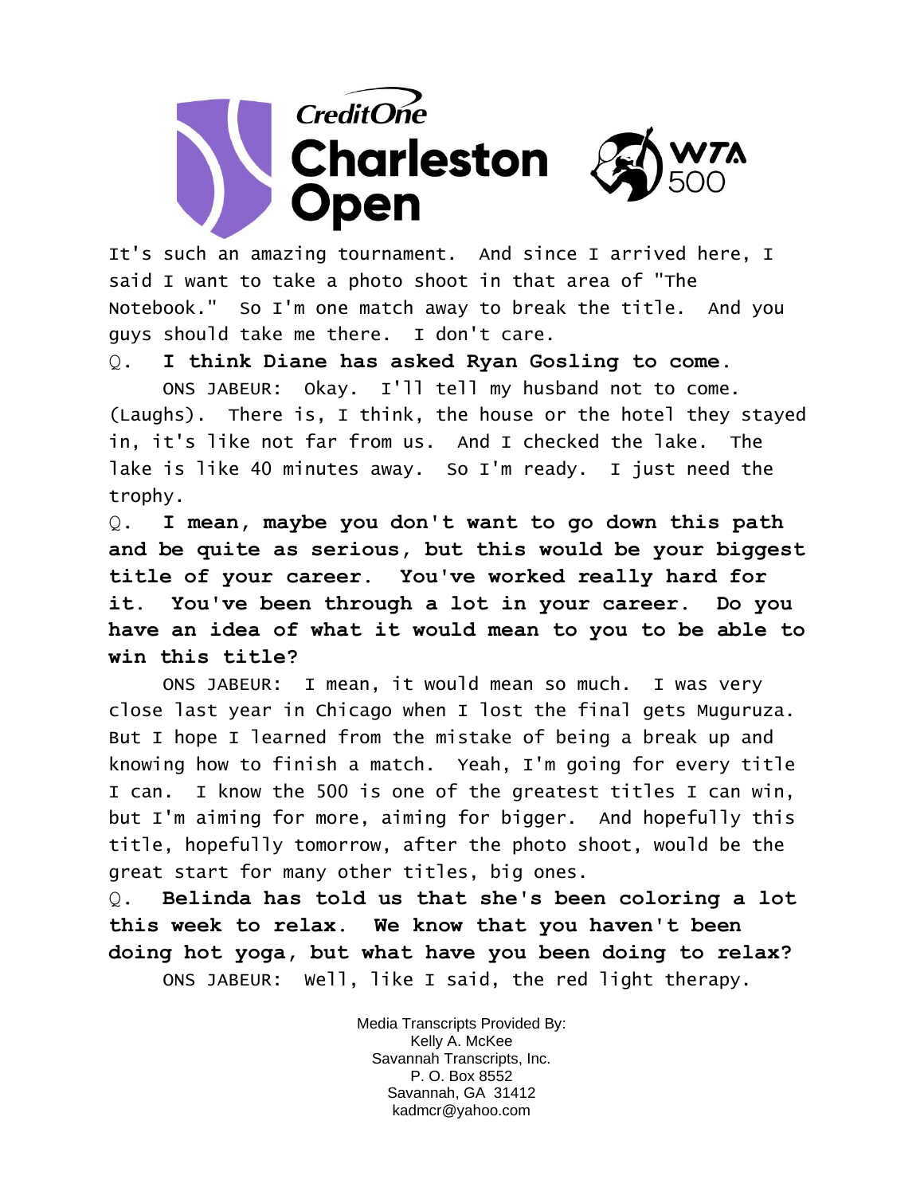It's such an amazing tournament. And since I arrived here, I said I want to take a photo shoot in that area of "The Notebook." So I'm one match away to break the title. And you guys should take me there. I don't care.

Q. **I think Diane has asked Ryan Gosling to come.**

ONS JABEUR: Okay. I'll tell my husband not to come. (Laughs). There is, I think, the house or the hotel they stayed in, it's like not far from us. And I checked the lake. The lake is like 40 minutes away. So I'm ready. I just need the trophy.

Q. **I mean, maybe you don't want to go down this path and be quite as serious, but this would be your biggest title of your career. You've worked really hard for it. You've been through a lot in your career. Do you have an idea of what it would mean to you to be able to win this title?**

ONS JABEUR: I mean, it would mean so much. I was very close last year in Chicago when I lost the final gets Muguruza. But I hope I learned from the mistake of being a break up and knowing how to finish a match. Yeah, I'm going for every title I can. I know the 500 is one of the greatest titles I can win, but I'm aiming for more, aiming for bigger. And hopefully this title, hopefully tomorrow, after the photo shoot, would be the great start for many other titles, big ones.

Q. **Belinda has told us that she's been coloring a lot this week to relax. We know that you haven't been doing hot yoga, but what have you been doing to relax?**

ONS JABEUR: Well, like I said, the red light therapy.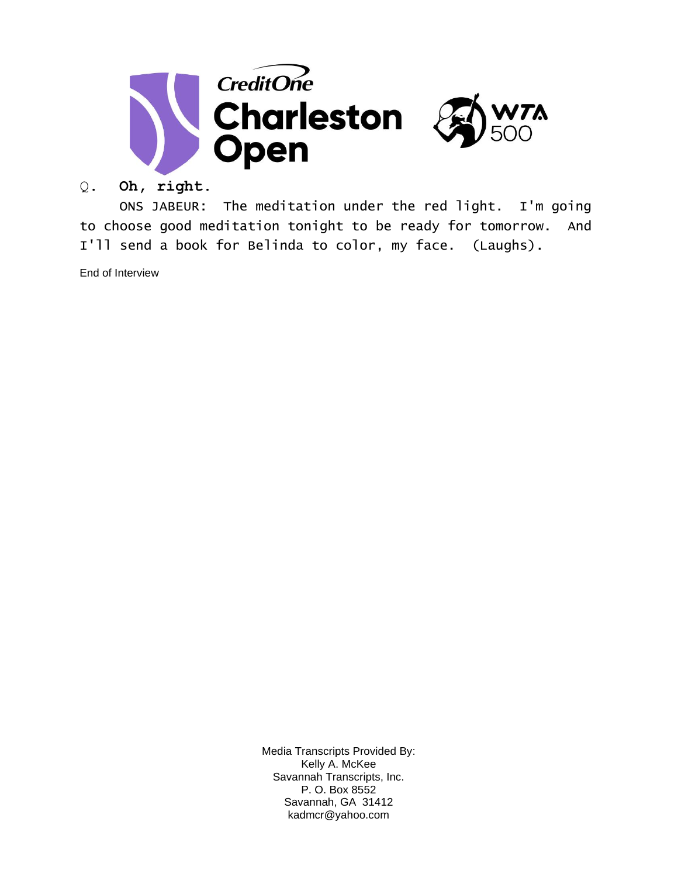**Q. Oh, right.**

ONS JABEUR: The meditation under the red light. I'm going to choose good meditation tonight to be ready for tomorrow. And I'll send a book for Belinda to color, my face. (Laughs).

End of Interview

Media Transcripts Provided By:
Kelly A. McKee
Savannah Transcripts, Inc.
P. O. Box 8552
Savannah, GA 31412
kadmcr@yahoo.com